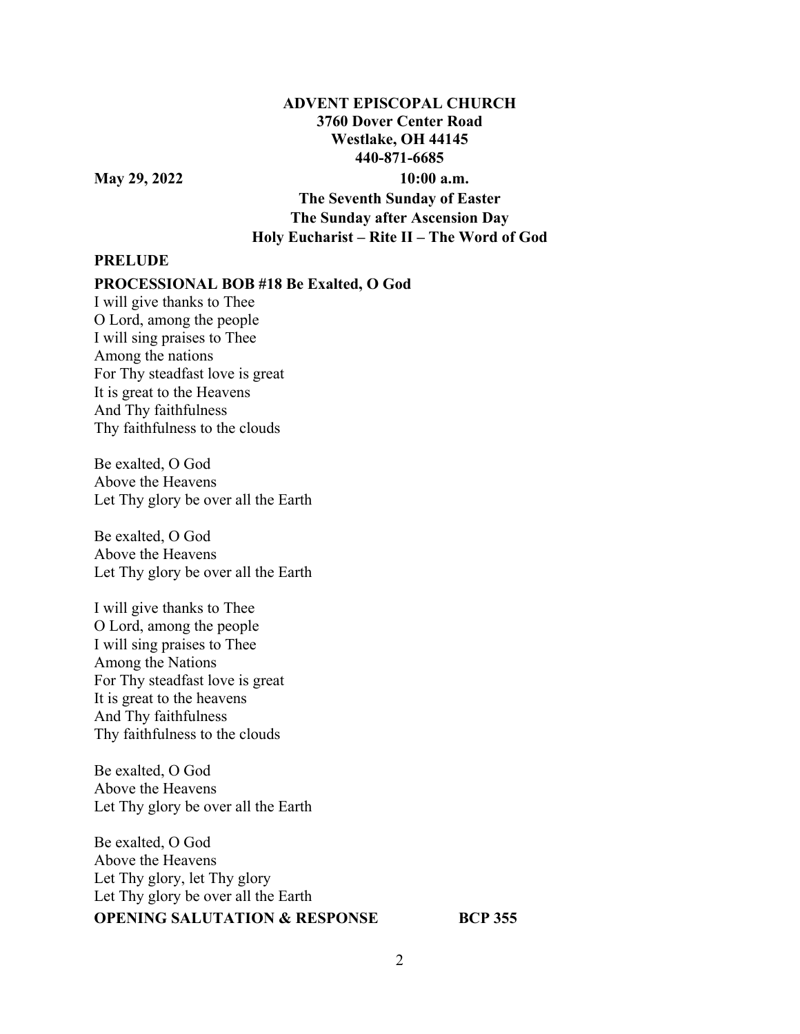**ADVENT EPISCOPAL CHURCH**
**3760 Dover Center Road**
**Westlake, OH 44145**
**440-871-6685**

**May 29, 2022** **10:00 a.m.**

**The Seventh Sunday of Easter**
**The Sunday after Ascension Day**
**Holy Eucharist – Rite II – The Word of God**

**PRELUDE**

**PROCESSIONAL BOB #18 Be Exalted, O God**

I will give thanks to Thee
O Lord, among the people
I will sing praises to Thee
Among the nations
For Thy steadfast love is great
It is great to the Heavens
And Thy faithfulness
Thy faithfulness to the clouds

Be exalted, O God
Above the Heavens
Let Thy glory be over all the Earth

Be exalted, O God
Above the Heavens
Let Thy glory be over all the Earth

I will give thanks to Thee
O Lord, among the people
I will sing praises to Thee
Among the Nations
For Thy steadfast love is great
It is great to the heavens
And Thy faithfulness
Thy faithfulness to the clouds

Be exalted, O God
Above the Heavens
Let Thy glory be over all the Earth

Be exalted, O God
Above the Heavens
Let Thy glory, let Thy glory
Let Thy glory be over all the Earth

**OPENING SALUTATION & RESPONSE** **BCP 355**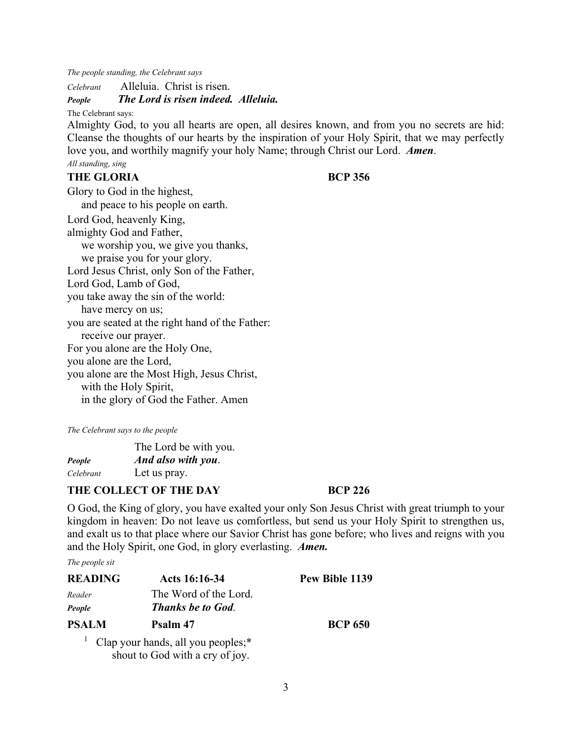*The people standing, the Celebrant says*

*Celebrant* Alleluia. Christ is risen.

***People*** ***The Lord is risen indeed. Alleluia.***

The Celebrant says:

Almighty God, to you all hearts are open, all desires known, and from you no secrets are hid: Cleanse the thoughts of our hearts by the inspiration of your Holy Spirit, that we may perfectly love you, and worthily magnify your holy Name; through Christ our Lord. ***Amen***.

*All standing, sing*

**THE GLORIA** **BCP 356**

Glory to God in the highest,
 and peace to his people on earth.
Lord God, heavenly King,
almighty God and Father,
 we worship you, we give you thanks,
 we praise you for your glory.
Lord Jesus Christ, only Son of the Father,
Lord God, Lamb of God,
you take away the sin of the world:
 have mercy on us;
you are seated at the right hand of the Father:
 receive our prayer.
For you alone are the Holy One,
you alone are the Lord,
you alone are the Most High, Jesus Christ,
 with the Holy Spirit,
 in the glory of God the Father. Amen

*The Celebrant says to the people*

The Lord be with you.

***People*** ***And also with you***.

*Celebrant* Let us pray.

**THE COLLECT OF THE DAY** **BCP 226**

O God, the King of glory, you have exalted your only Son Jesus Christ with great triumph to your kingdom in heaven: Do not leave us comfortless, but send us your Holy Spirit to strengthen us, and exalt us to that place where our Savior Christ has gone before; who lives and reigns with you and the Holy Spirit, one God, in glory everlasting. ***Amen.***

*The people sit*

**READING** **Acts 16:16-34** **Pew Bible 1139**

*Reader* The Word of the Lord.

***People*** ***Thanks be to God***.

**PSALM** **Psalm 47** **BCP 650**

1 Clap your hands, all you peoples;*
 shout to God with a cry of joy.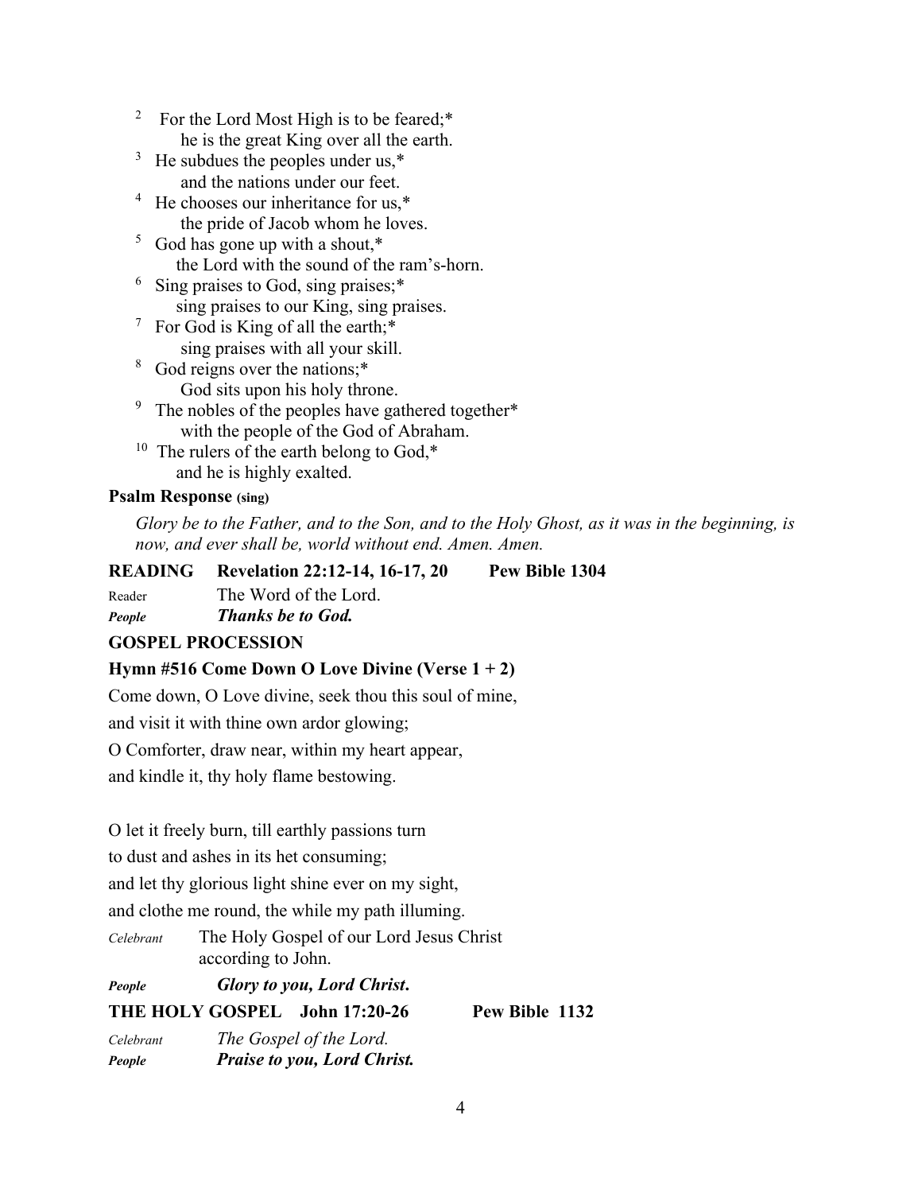[2] For the Lord Most High is to be feared;*
    he is the great King over all the earth.

[3] He subdues the peoples under us,*
    and the nations under our feet.

[4] He chooses our inheritance for us,*
    the pride of Jacob whom he loves.

[5] God has gone up with a shout,*
    the Lord with the sound of the ram's-horn.

[6] Sing praises to God, sing praises;*
    sing praises to our King, sing praises.

[7] For God is King of all the earth;*
    sing praises with all your skill.

[8] God reigns over the nations;*
    God sits upon his holy throne.

[9] The nobles of the peoples have gathered together*
    with the people of the God of Abraham.

[10] The rulers of the earth belong to God,*
    and he is highly exalted.

**Psalm Response (sing)**

*Glory be to the Father, and to the Son, and to the Holy Ghost, as it was in the beginning, is now, and ever shall be, world without end. Amen. Amen.*

**READING Revelation 22:12-14, 16-17, 20 Pew Bible 1304**

Reader The Word of the Lord.

***People*** ***Thanks be to God.***

**GOSPEL PROCESSION**

**Hymn #516 Come Down O Love Divine (Verse 1 + 2)**

Come down, O Love divine, seek thou this soul of mine,

and visit it with thine own ardor glowing;

O Comforter, draw near, within my heart appear,

and kindle it, thy holy flame bestowing.

O let it freely burn, till earthly passions turn

to dust and ashes in its het consuming;

and let thy glorious light shine ever on my sight,

and clothe me round, the while my path illuming.

*Celebrant* The Holy Gospel of our Lord Jesus Christ according to John.

***People*** ***Glory to you, Lord Christ.***

**THE HOLY GOSPEL John 17:20-26 Pew Bible 1132**

*Celebrant* *The Gospel of the Lord.*

***People*** ***Praise to you, Lord Christ.***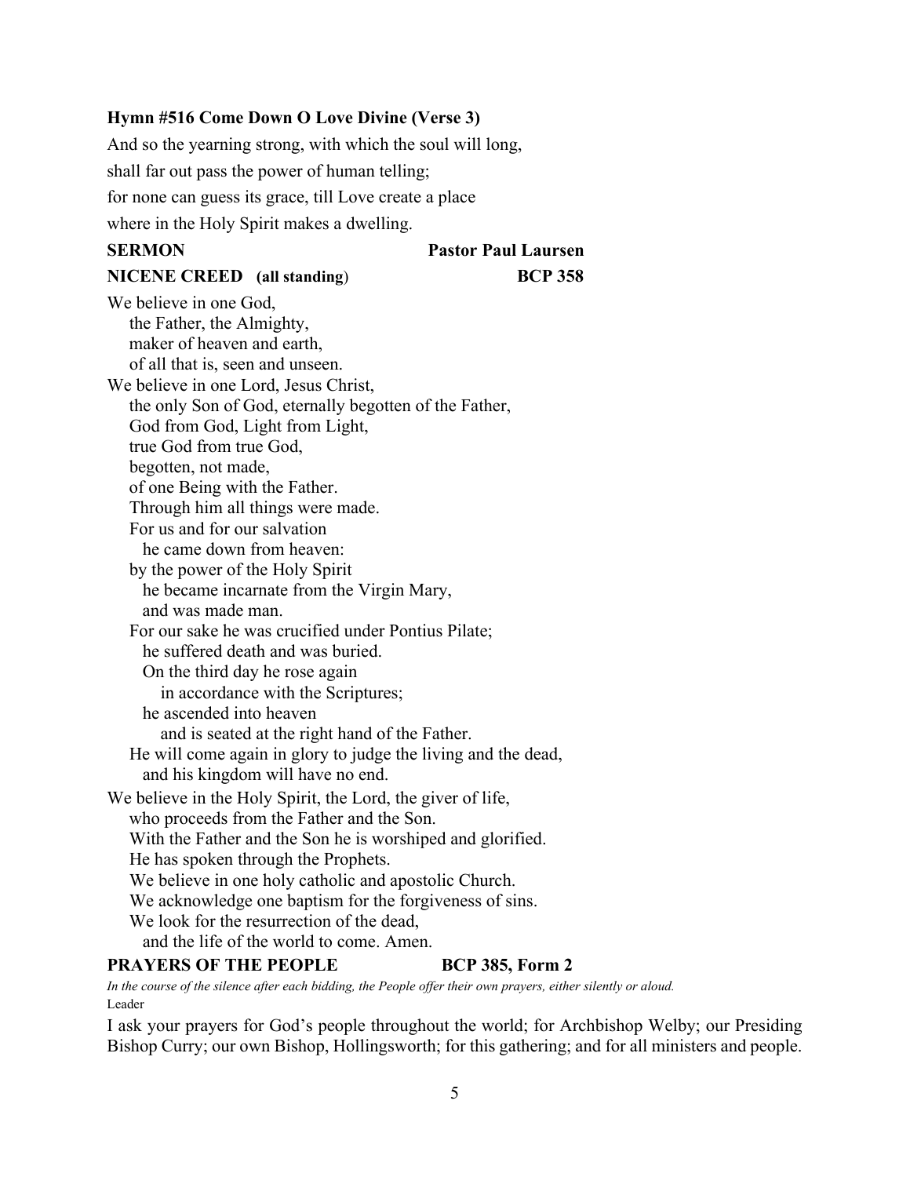**Hymn #516 Come Down O Love Divine (Verse 3)**

And so the yearning strong, with which the soul will long,

shall far out pass the power of human telling;

for none can guess its grace, till Love create a place

where in the Holy Spirit makes a dwelling.

**SERMON** **Pastor Paul Laursen**

**NICENE CREED (all standing)** **BCP 358**

We believe in one God,  
the Father, the Almighty,  
maker of heaven and earth,  
of all that is, seen and unseen.  
We believe in one Lord, Jesus Christ,  
the only Son of God, eternally begotten of the Father,  
God from God, Light from Light,  
true God from true God,  
begotten, not made,  
of one Being with the Father.  
Through him all things were made.  
For us and for our salvation  
he came down from heaven:  
by the power of the Holy Spirit  
he became incarnate from the Virgin Mary,  
and was made man.  
For our sake he was crucified under Pontius Pilate;  
he suffered death and was buried.  
On the third day he rose again  
in accordance with the Scriptures;  
he ascended into heaven  
and is seated at the right hand of the Father.  
He will come again in glory to judge the living and the dead,  
and his kingdom will have no end.  
We believe in the Holy Spirit, the Lord, the giver of life,  
who proceeds from the Father and the Son.  
With the Father and the Son he is worshiped and glorified.  
He has spoken through the Prophets.  
We believe in one holy catholic and apostolic Church.  
We acknowledge one baptism for the forgiveness of sins.  
We look for the resurrection of the dead,  
and the life of the world to come. Amen.

**PRAYERS OF THE PEOPLE** **BCP 385, Form 2**

*In the course of the silence after each bidding, the People offer their own prayers, either silently or aloud.*

Leader

I ask your prayers for God's people throughout the world; for Archbishop Welby; our Presiding Bishop Curry; our own Bishop, Hollingsworth; for this gathering; and for all ministers and people.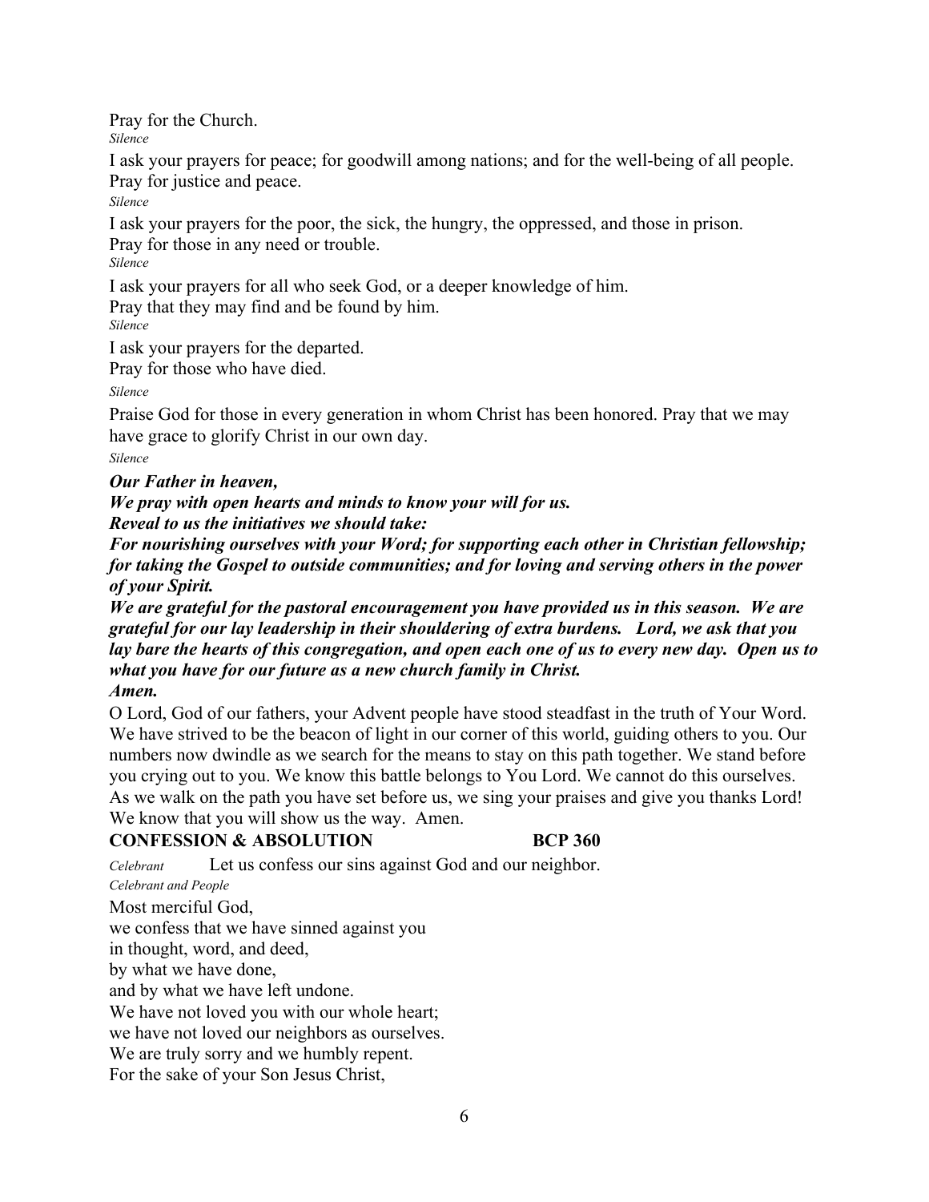Pray for the Church.

*Silence*

I ask your prayers for peace; for goodwill among nations; and for the well-being of all people.
Pray for justice and peace.

*Silence*

I ask your prayers for the poor, the sick, the hungry, the oppressed, and those in prison.
Pray for those in any need or trouble.

*Silence*

I ask your prayers for all who seek God, or a deeper knowledge of him.
Pray that they may find and be found by him.

*Silence*

I ask your prayers for the departed.
Pray for those who have died.

*Silence*

Praise God for those in every generation in whom Christ has been honored. Pray that we may have grace to glorify Christ in our own day.

*Silence*

***Our Father in heaven,***
***We pray with open hearts and minds to know your will for us.***
***Reveal to us the initiatives we should take:***
***For nourishing ourselves with your Word; for supporting each other in Christian fellowship; for taking the Gospel to outside communities; and for loving and serving others in the power of your Spirit.***
***We are grateful for the pastoral encouragement you have provided us in this season. We are grateful for our lay leadership in their shouldering of extra burdens. Lord, we ask that you lay bare the hearts of this congregation, and open each one of us to every new day. Open us to what you have for our future as a new church family in Christ.***
***Amen.***

O Lord, God of our fathers, your Advent people have stood steadfast in the truth of Your Word. We have strived to be the beacon of light in our corner of this world, guiding others to you. Our numbers now dwindle as we search for the means to stay on this path together. We stand before you crying out to you. We know this battle belongs to You Lord. We cannot do this ourselves. As we walk on the path you have set before us, we sing your praises and give you thanks Lord! We know that you will show us the way. Amen.

**CONFESSION & ABSOLUTION BCP 360**

*Celebrant* Let us confess our sins against God and our neighbor.

*Celebrant and People*

Most merciful God,
we confess that we have sinned against you
in thought, word, and deed,
by what we have done,
and by what we have left undone.
We have not loved you with our whole heart;
we have not loved our neighbors as ourselves.
We are truly sorry and we humbly repent.
For the sake of your Son Jesus Christ,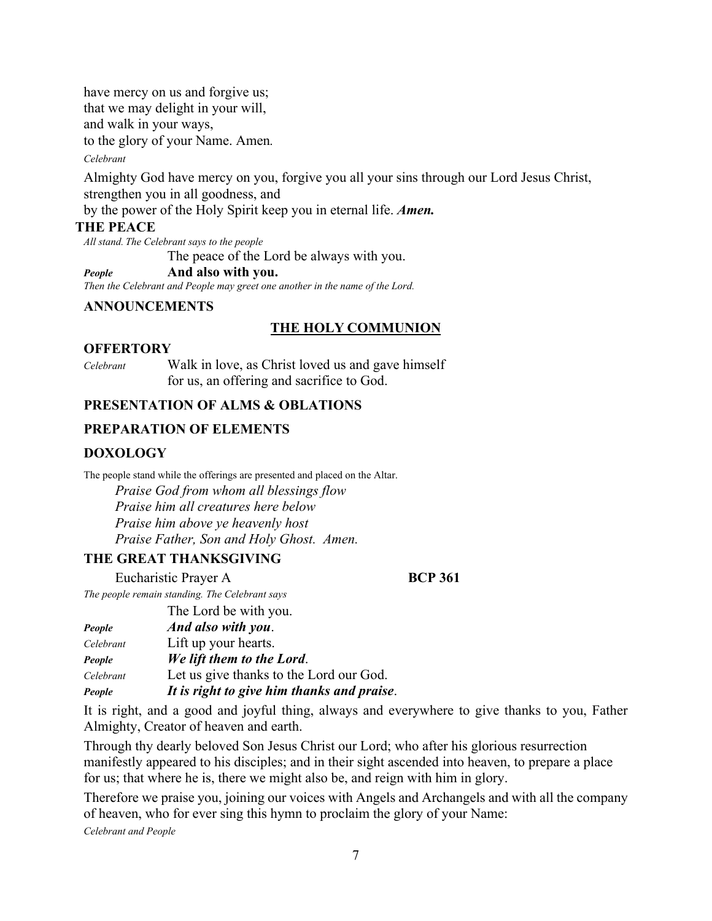have mercy on us and forgive us;
that we may delight in your will,
and walk in your ways,
to the glory of your Name. Amen.

*Celebrant*

Almighty God have mercy on you, forgive you all your sins through our Lord Jesus Christ, strengthen you in all goodness, and
by the power of the Holy Spirit keep you in eternal life. ***Amen.***

**THE PEACE**

*All stand. The Celebrant says to the people*

The peace of the Lord be always with you.

***People*** **And also with you.**

*Then the Celebrant and People may greet one another in the name of the Lord.*

**ANNOUNCEMENTS**

## THE HOLY COMMUNION

**OFFERTORY**

*Celebrant* Walk in love, as Christ loved us and gave himself for us, an offering and sacrifice to God.

**PRESENTATION OF ALMS & OBLATIONS**

**PREPARATION OF ELEMENTS**

**DOXOLOGY**

The people stand while the offerings are presented and placed on the Altar.

*Praise God from whom all blessings flow*
*Praise him all creatures here below*
*Praise him above ye heavenly host*
*Praise Father, Son and Holy Ghost. Amen.*

**THE GREAT THANKSGIVING**

Eucharistic Prayer A **BCP 361**

*The people remain standing. The Celebrant says*

The Lord be with you.

***People*** ***And also with you***.

*Celebrant* Lift up your hearts.

***People*** ***We lift them to the Lord***.

*Celebrant* Let us give thanks to the Lord our God.

***People*** ***It is right to give him thanks and praise***.

It is right, and a good and joyful thing, always and everywhere to give thanks to you, Father Almighty, Creator of heaven and earth.

Through thy dearly beloved Son Jesus Christ our Lord; who after his glorious resurrection manifestly appeared to his disciples; and in their sight ascended into heaven, to prepare a place for us; that where he is, there we might also be, and reign with him in glory.

Therefore we praise you, joining our voices with Angels and Archangels and with all the company of heaven, who for ever sing this hymn to proclaim the glory of your Name:

*Celebrant and People*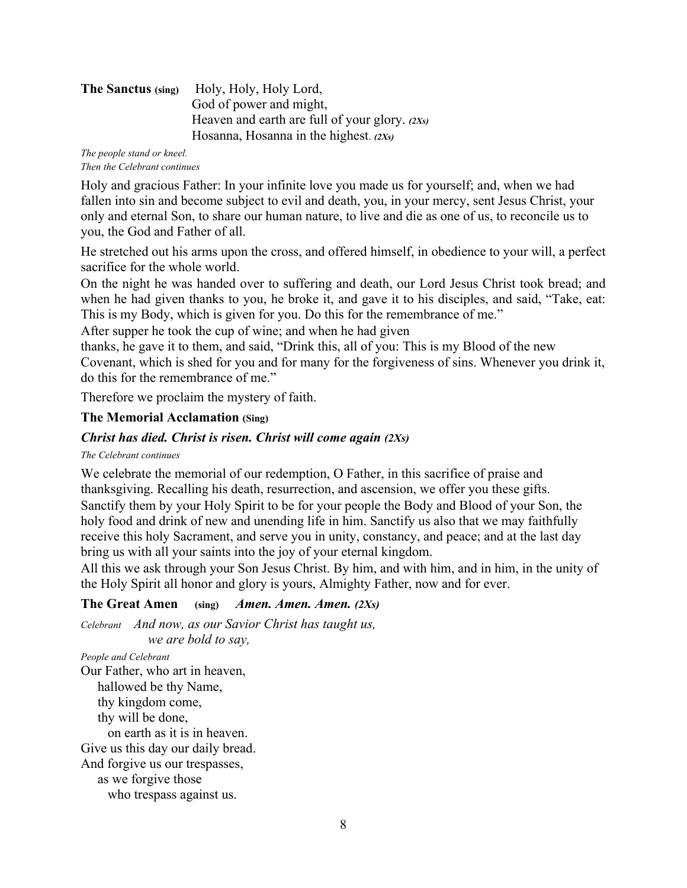**The Sanctus** (sing) Holy, Holy, Holy Lord,
God of power and might,
Heaven and earth are full of your glory. ***(2Xs)***
Hosanna, Hosanna in the highest. ***(2Xs)***

*The people stand or kneel.*
*Then the Celebrant continues*

Holy and gracious Father: In your infinite love you made us for yourself; and, when we had fallen into sin and become subject to evil and death, you, in your mercy, sent Jesus Christ, your only and eternal Son, to share our human nature, to live and die as one of us, to reconcile us to you, the God and Father of all.

He stretched out his arms upon the cross, and offered himself, in obedience to your will, a perfect sacrifice for the whole world.

On the night he was handed over to suffering and death, our Lord Jesus Christ took bread; and when he had given thanks to you, he broke it, and gave it to his disciples, and said, "Take, eat: This is my Body, which is given for you. Do this for the remembrance of me."

After supper he took the cup of wine; and when he had given thanks, he gave it to them, and said, "Drink this, all of you: This is my Blood of the new Covenant, which is shed for you and for many for the forgiveness of sins. Whenever you drink it, do this for the remembrance of me."

Therefore we proclaim the mystery of faith.

**The Memorial Acclamation (Sing)**

***Christ has died. Christ is risen. Christ will come again (2Xs)***

*The Celebrant continues*

We celebrate the memorial of our redemption, O Father, in this sacrifice of praise and thanksgiving. Recalling his death, resurrection, and ascension, we offer you these gifts. Sanctify them by your Holy Spirit to be for your people the Body and Blood of your Son, the holy food and drink of new and unending life in him. Sanctify us also that we may faithfully receive this holy Sacrament, and serve you in unity, constancy, and peace; and at the last day bring us with all your saints into the joy of your eternal kingdom.

All this we ask through your Son Jesus Christ. By him, and with him, and in him, in the unity of the Holy Spirit all honor and glory is yours, Almighty Father, now and for ever.

**The Great Amen** (sing) ***Amen. Amen. Amen. (2Xs)***

*Celebrant* *And now, as our Savior Christ has taught us,*
*we are bold to say,*

*People and Celebrant*

Our Father, who art in heaven,
hallowed be thy Name,
thy kingdom come,
thy will be done,
on earth as it is in heaven.
Give us this day our daily bread.
And forgive us our trespasses,
as we forgive those
who trespass against us.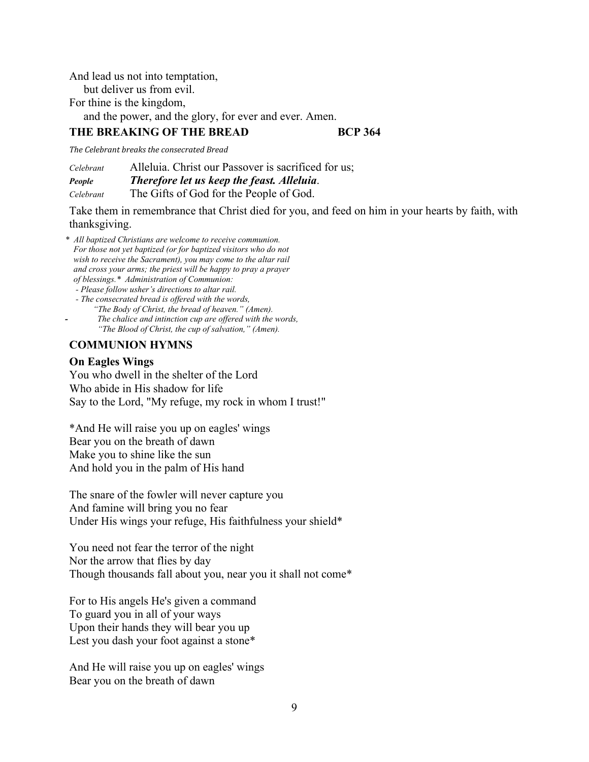And lead us not into temptation,
  but deliver us from evil.
For thine is the kingdom,
  and the power, and the glory, for ever and ever. Amen.

### THE BREAKING OF THE BREAD BCP 364

*The Celebrant breaks the consecrated Bread*

*Celebrant* Alleluia. Christ our Passover is sacrificed for us;
***People*** ***Therefore let us keep the feast. Alleluia*.**
*Celebrant* The Gifts of God for the People of God.

Take them in remembrance that Christ died for you, and feed on him in your hearts by faith, with thanksgiving.

*\* All baptized Christians are welcome to receive communion. For those not yet baptized (or for baptized visitors who do not wish to receive the Sacrament), you may come to the altar rail and cross your arms; the priest will be happy to pray a prayer of blessings.\* Administration of Communion:*
*- Please follow usher's directions to altar rail.*
*- The consecrated bread is offered with the words, "The Body of Christ, the bread of heaven." (Amen).*
*- The chalice and intinction cup are offered with the words, "The Blood of Christ, the cup of salvation," (Amen).*

### COMMUNION HYMNS

**On Eagles Wings**

You who dwell in the shelter of the Lord
Who abide in His shadow for life
Say to the Lord, "My refuge, my rock in whom I trust!"

*And He will raise you up on eagles' wings
Bear you on the breath of dawn
Make you to shine like the sun
And hold you in the palm of His hand

The snare of the fowler will never capture you
And famine will bring you no fear
Under His wings your refuge, His faithfulness your shield*

You need not fear the terror of the night
Nor the arrow that flies by day
Though thousands fall about you, near you it shall not come*

For to His angels He's given a command
To guard you in all of your ways
Upon their hands they will bear you up
Lest you dash your foot against a stone*

And He will raise you up on eagles' wings
Bear you on the breath of dawn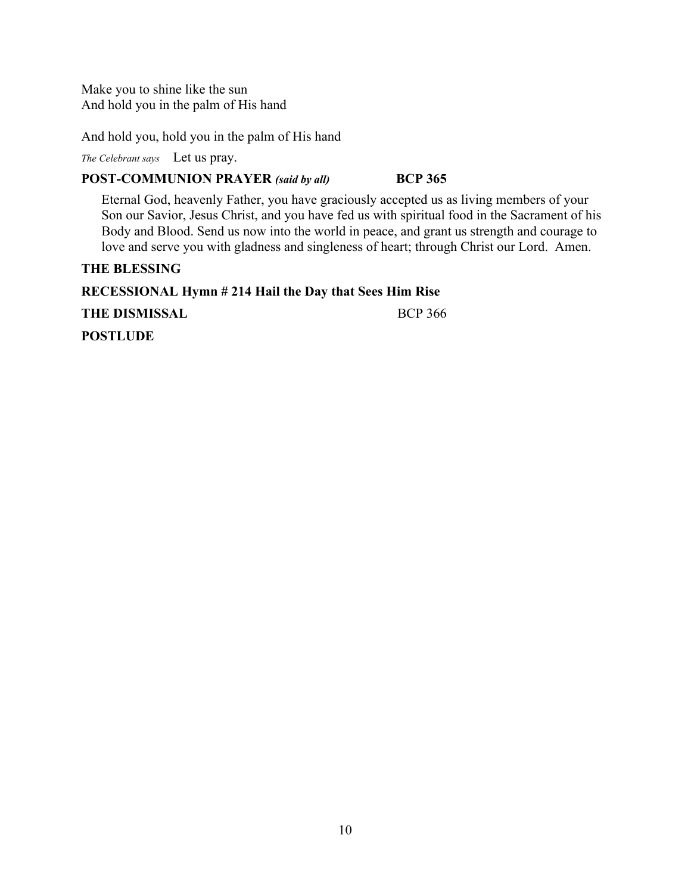Make you to shine like the sun
And hold you in the palm of His hand

And hold you, hold you in the palm of His hand

*The Celebrant says* Let us pray.

**POST-COMMUNION PRAYER** ***(said by all)*** **BCP 365**

Eternal God, heavenly Father, you have graciously accepted us as living members of your Son our Savior, Jesus Christ, and you have fed us with spiritual food in the Sacrament of his Body and Blood. Send us now into the world in peace, and grant us strength and courage to love and serve you with gladness and singleness of heart; through Christ our Lord. Amen.

**THE BLESSING**

**RECESSIONAL Hymn # 214 Hail the Day that Sees Him Rise**

**THE DISMISSAL** BCP 366

**POSTLUDE**